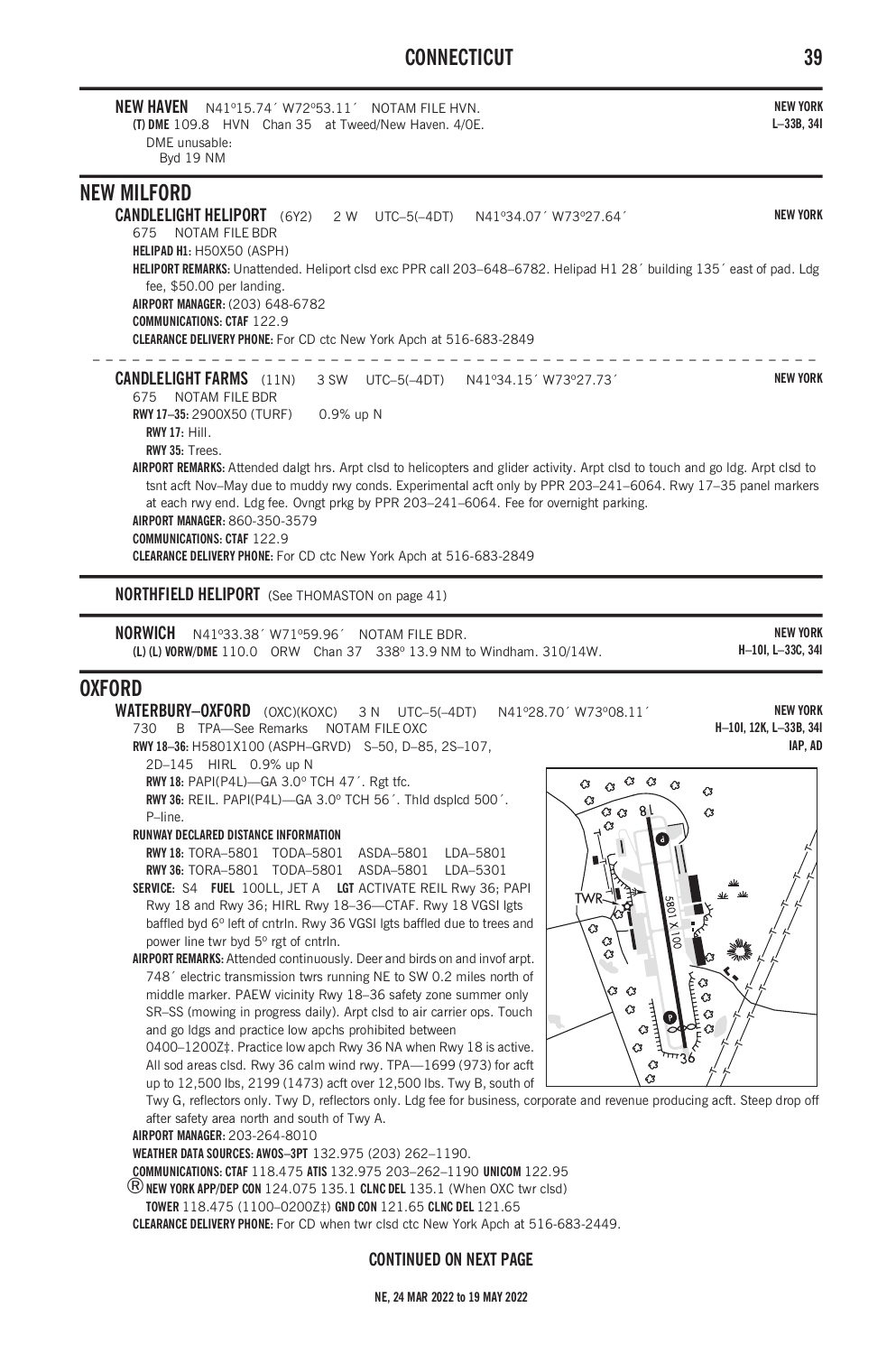**NEW HAVEN** N41°15.74´ W72°53.11´ NOTAM FILE HVN. **NEW YORK**
**(T) DME** 109.8 HVN Chan 35 at Tweed/New Haven. 4/0E. **L–33B, 34I**
DME unusable:
Byd 19 NM

## NEW MILFORD

**CANDLELIGHT HELIPORT** (6Y2) 2 W UTC–5(–4DT) N41°34.07´ W73°27.64´ **NEW YORK**
675 NOTAM FILE BDR
**HELIPAD H1:** H50X50 (ASPH)
**HELIPORT REMARKS:** Unattended. Heliport clsd exc PPR call 203–648–6782. Helipad H1 28´ building 135´ east of pad. Ldg fee, $50.00 per landing.
**AIRPORT MANAGER:** (203) 648-6782
**COMMUNICATIONS: CTAF** 122.9
**CLEARANCE DELIVERY PHONE:** For CD ctc New York Apch at 516-683-2849

**CANDLELIGHT FARMS** (11N) 3 SW UTC–5(–4DT) N41°34.15´ W73°27.73´ **NEW YORK**
675 NOTAM FILE BDR
**RWY 17–35:** 2900X50 (TURF) 0.9% up N
**RWY 17:** Hill.
**RWY 35:** Trees.
**AIRPORT REMARKS:** Attended dalgt hrs. Arpt clsd to helicopters and glider activity. Arpt clsd to touch and go ldg. Arpt clsd to tsnt acft Nov–May due to muddy rwy conds. Experimental acft only by PPR 203–241–6064. Rwy 17–35 panel markers at each rwy end. Ldg fee. Ovngt prkg by PPR 203–241–6064. Fee for overnight parking.
**AIRPORT MANAGER:** 860-350-3579
**COMMUNICATIONS: CTAF** 122.9
**CLEARANCE DELIVERY PHONE:** For CD ctc New York Apch at 516-683-2849

**NORTHFIELD HELIPORT** (See THOMASTON on page 41)

**NORWICH** N41°33.38´ W71°59.96´ NOTAM FILE BDR. **NEW YORK**
**(L) (L) VORW/DME** 110.0 ORW Chan 37 338° 13.9 NM to Windham. 310/14W. **H–10I, L–33C, 34I**

## OXFORD

**WATERBURY–OXFORD** (OXC)(KOXC) 3 N UTC–5(–4DT) N41°28.70´ W73°08.11´ **NEW YORK**
730 B TPA—See Remarks NOTAM FILE OXC **H–10I, 12K, L–33B, 34I**
**IAP, AD**
**RWY 18–36:** H5801X100 (ASPH–GRVD) S–50, D–85, 2S–107, 2D–145 HIRL 0.9% up N
**RWY 18:** PAPI(P4L)—GA 3.0° TCH 47´. Rgt tfc.
**RWY 36:** REIL. PAPI(P4L)—GA 3.0° TCH 56´. Thld dsplcd 500´. P–line.
**RUNWAY DECLARED DISTANCE INFORMATION**
**RWY 18:** TORA–5801 TODA–5801 ASDA–5801 LDA–5801
**RWY 36:** TORA–5801 TODA–5801 ASDA–5801 LDA–5301
**SERVICE:** S4 **FUEL** 100LL, JET A **LGT** ACTIVATE REIL Rwy 36; PAPI Rwy 18 and Rwy 36; HIRL Rwy 18–36—CTAF. Rwy 18 VGSI lgts baffled byd 6° left of cntrln. Rwy 36 VGSI lgts baffled due to trees and power line twr byd 5° rgt of cntrln.
**AIRPORT REMARKS:** Attended continuously. Deer and birds on and invof arpt. 748´ electric transmission twrs running NE to SW 0.2 miles north of middle marker. PAEW vicinity Rwy 18–36 safety zone summer only SR–SS (mowing in progress daily). Arpt clsd to air carrier ops. Touch and go ldgs and practice low apchs prohibited between 0400–1200Z‡. Practice low apch Rwy 36 NA when Rwy 18 is active. All sod areas clsd. Rwy 36 calm wind rwy. TPA—1699 (973) for acft up to 12,500 lbs, 2199 (1473) acft over 12,500 lbs. Twy B, south of Twy G, reflectors only. Twy D, reflectors only. Ldg fee for business, corporate and revenue producing acft. Steep drop off after safety area north and south of Twy A.
**AIRPORT MANAGER:** 203-264-8010
**WEATHER DATA SOURCES: AWOS–3PT** 132.975 (203) 262–1190.
**COMMUNICATIONS: CTAF** 118.475 **ATIS** 132.975 203–262–1190 **UNICOM** 122.95
Ⓡ **NEW YORK APP/DEP CON** 124.075 135.1 **CLNC DEL** 135.1 (When OXC twr clsd)
**TOWER** 118.475 (1100–0200Z‡) **GND CON** 121.65 **CLNC DEL** 121.65
**CLEARANCE DELIVERY PHONE:** For CD when twr clsd ctc New York Apch at 516-683-2449.

**CONTINUED ON NEXT PAGE**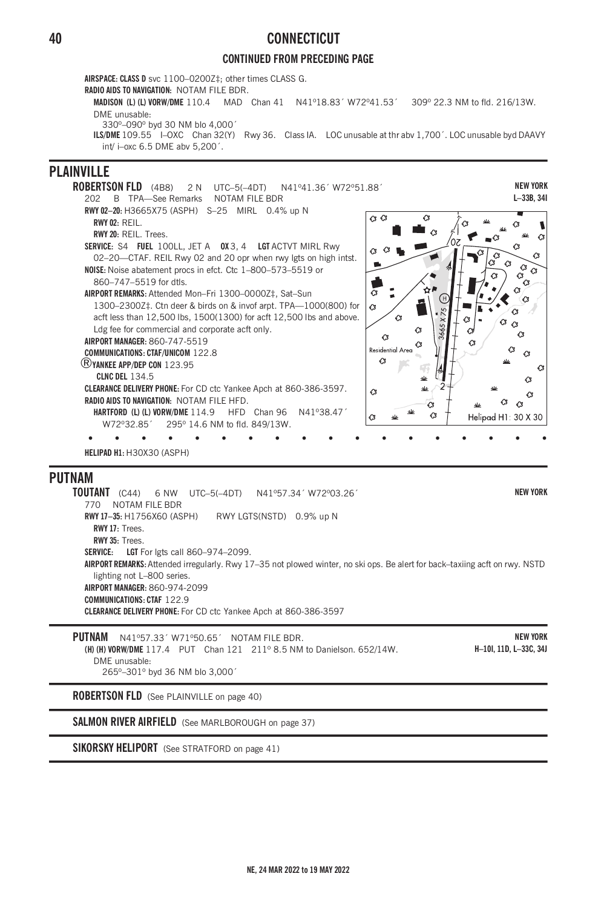## CONNECTICUT

### CONTINUED FROM PRECEDING PAGE

**AIRSPACE: CLASS D** svc 1100–0200Z‡; other times CLASS G.
**RADIO AIDS TO NAVIGATION:** NOTAM FILE BDR.
**MADISON (L) (L) VORW/DME** 110.4 MAD Chan 41 N41°18.83´ W72°41.53´ 309° 22.3 NM to fld. 216/13W.
DME unusable:
330°–090° byd 30 NM blo 4,000´
**ILS/DME** 109.55 I–OXC Chan 32(Y) Rwy 36. Class IA. LOC unusable at thr abv 1,700´. LOC unusable byd DAAVY int/ i–oxc 6.5 DME abv 5,200´.

## PLAINVILLE

**ROBERTSON FLD** (4B8) 2 N UTC–5(–4DT) N41°41.36´ W72°51.88´ **NEW YORK**
202 B TPA—See Remarks NOTAM FILE BDR **L–33B, 34I**
**RWY 02–20:** H3665X75 (ASPH) S–25 MIRL 0.4% up N
**RWY 02:** REIL.
**RWY 20:** REIL. Trees.
**SERVICE:** S4 **FUEL** 100LL, JET A **OX** 3, 4 **LGT** ACTVT MIRL Rwy 02–20—CTAF. REIL Rwy 02 and 20 opr when rwy lgts on high intst.
**NOISE:** Noise abatement procs in efct. Ctc 1–800–573–5519 or 860–747–5519 for dtls.
**AIRPORT REMARKS:** Attended Mon–Fri 1300–0000Z‡, Sat–Sun 1300–2300Z‡. Ctn deer & birds on & invof arpt. TPA—1000(800) for acft less than 12,500 lbs, 1500(1300) for acft 12,500 lbs and above. Ldg fee for commercial and corporate acft only.
**AIRPORT MANAGER:** 860-747-5519
**COMMUNICATIONS: CTAF/UNICOM** 122.8
Ⓡ **YANKEE APP/DEP CON** 123.95
**CLNC DEL** 134.5
**CLEARANCE DELIVERY PHONE:** For CD ctc Yankee Apch at 860-386-3597.
**RADIO AIDS TO NAVIGATION:** NOTAM FILE HFD.
**HARTFORD (L) (L) VORW/DME** 114.9 HFD Chan 96 N41°38.47´ W72°32.85´ 295° 14.6 NM to fld. 849/13W.

20
3665 X 75
H
Residential Area
2
Helipad H1: 30 X 30

**HELIPAD H1:** H30X30 (ASPH)

## PUTNAM

**TOUTANT** (C44) 6 NW UTC–5(–4DT) N41°57.34´ W72°03.26´ **NEW YORK**
770 NOTAM FILE BDR
**RWY 17–35:** H1756X60 (ASPH) RWY LGTS(NSTD) 0.9% up N
**RWY 17:** Trees.
**RWY 35:** Trees.
**SERVICE:** **LGT** For lgts call 860–974–2099.
**AIRPORT REMARKS:** Attended irregularly. Rwy 17–35 not plowed winter, no ski ops. Be alert for back–taxiing acft on rwy. NSTD lighting not L–800 series.
**AIRPORT MANAGER:** 860-974-2099
**COMMUNICATIONS: CTAF** 122.9
**CLEARANCE DELIVERY PHONE:** For CD ctc Yankee Apch at 860-386-3597

**PUTNAM** N41°57.33´ W71°50.65´ NOTAM FILE BDR. **NEW YORK**
**(H) (H) VORW/DME** 117.4 PUT Chan 121 211° 8.5 NM to Danielson. 652/14W. **H–10I, 11D, L–33C, 34J**
DME unusable:
265°–301° byd 36 NM blo 3,000´

**ROBERTSON FLD** (See PLAINVILLE on page 40)

**SALMON RIVER AIRFIELD** (See MARLBOROUGH on page 37)

**SIKORSKY HELIPORT** (See STRATFORD on page 41)